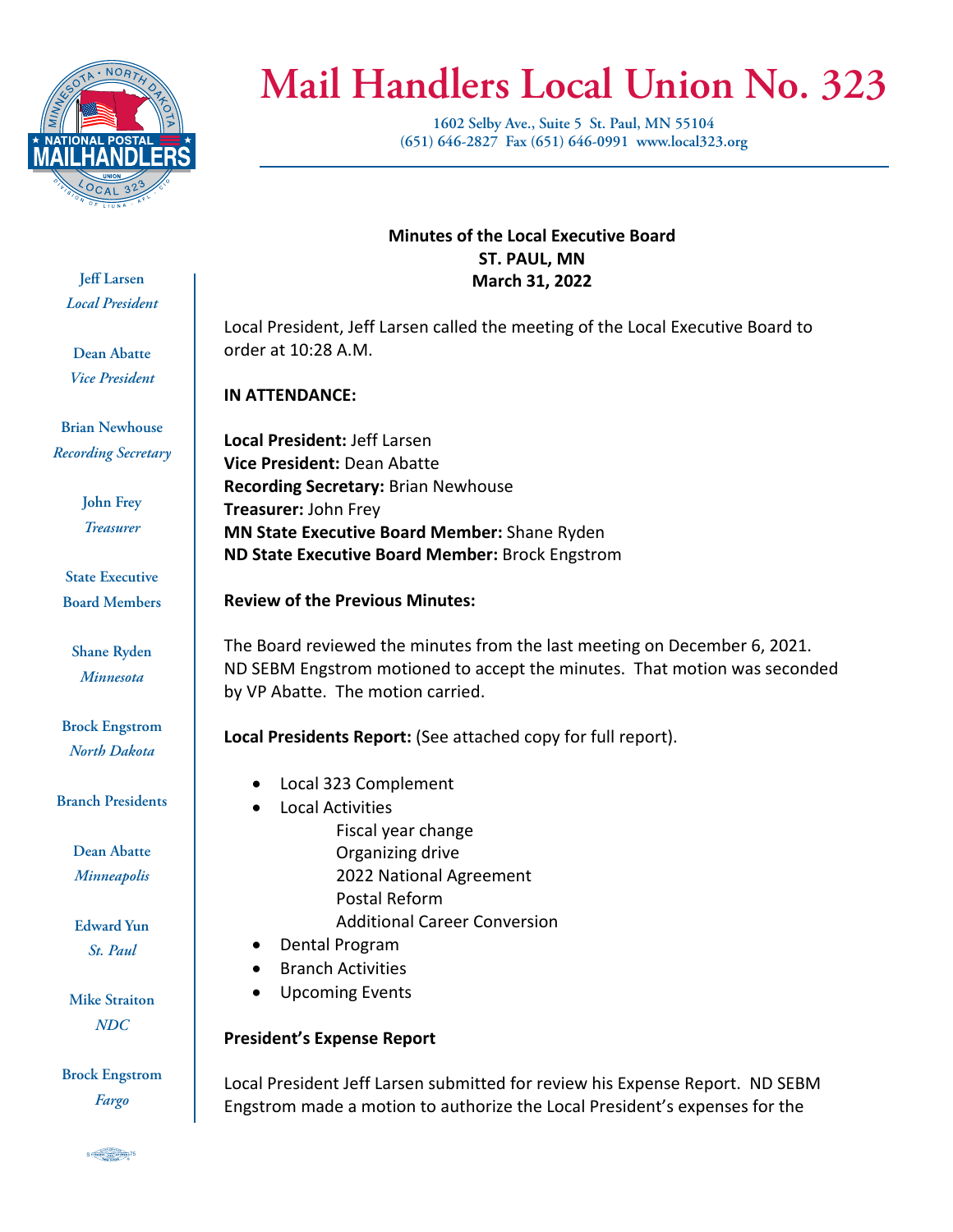# Mail Handlers Local Union No. 323

1602 Selby Ave., Suite 5 St. Paul, MN 55104
(651) 646-2827 Fax (651) 646-0991 www.local323.org

**Jeff Larsen**
*Local President*

**Dean Abatte**
*Vice President*

**Brian Newhouse**
*Recording Secretary*

**John Frey**
*Treasurer*

**State Executive Board Members**

**Shane Ryden**
*Minnesota*

**Brock Engstrom**
*North Dakota*

**Branch Presidents**

**Dean Abatte**
*Minneapolis*

**Edward Yun**
*St. Paul*

**Mike Straiton**
*NDC*

**Brock Engstrom**
*Fargo*

**Minutes of the Local Executive Board**
**ST. PAUL, MN**
**March 31, 2022**

Local President, Jeff Larsen called the meeting of the Local Executive Board to order at 10:28 A.M.

**IN ATTENDANCE:**

**Local President:** Jeff Larsen
**Vice President:** Dean Abatte
**Recording Secretary:** Brian Newhouse
**Treasurer:** John Frey
**MN State Executive Board Member:** Shane Ryden
**ND State Executive Board Member:** Brock Engstrom

**Review of the Previous Minutes:**

The Board reviewed the minutes from the last meeting on December 6, 2021. ND SEBM Engstrom motioned to accept the minutes. That motion was seconded by VP Abatte. The motion carried.

**Local Presidents Report:** (See attached copy for full report).

- Local 323 Complement
- Local Activities
  - Fiscal year change
  - Organizing drive
  - 2022 National Agreement
  - Postal Reform
  - Additional Career Conversion
- Dental Program
- Branch Activities
- Upcoming Events

**President's Expense Report**

Local President Jeff Larsen submitted for review his Expense Report. ND SEBM Engstrom made a motion to authorize the Local President's expenses for the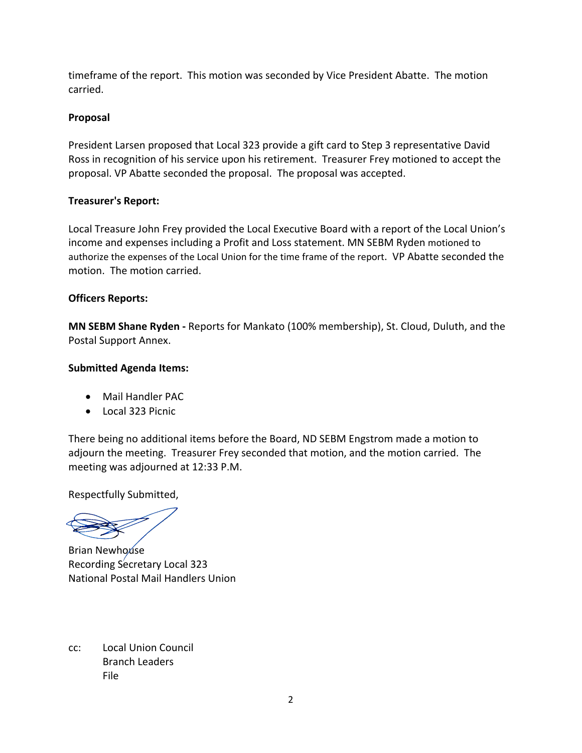timeframe of the report. This motion was seconded by Vice President Abatte. The motion carried.

**Proposal**

President Larsen proposed that Local 323 provide a gift card to Step 3 representative David Ross in recognition of his service upon his retirement. Treasurer Frey motioned to accept the proposal. VP Abatte seconded the proposal. The proposal was accepted.

**Treasurer's Report:**

Local Treasure John Frey provided the Local Executive Board with a report of the Local Union's income and expenses including a Profit and Loss statement. MN SEBM Ryden motioned to authorize the expenses of the Local Union for the time frame of the report. VP Abatte seconded the motion. The motion carried.

**Officers Reports:**

**MN SEBM Shane Ryden -** Reports for Mankato (100% membership), St. Cloud, Duluth, and the Postal Support Annex.

**Submitted Agenda Items:**

- Mail Handler PAC
- Local 323 Picnic

There being no additional items before the Board, ND SEBM Engstrom made a motion to adjourn the meeting. Treasurer Frey seconded that motion, and the motion carried. The meeting was adjourned at 12:33 P.M.

Respectfully Submitted,

Brian Newhouse
Recording Secretary Local 323
National Postal Mail Handlers Union

cc: Local Union Council
Branch Leaders
File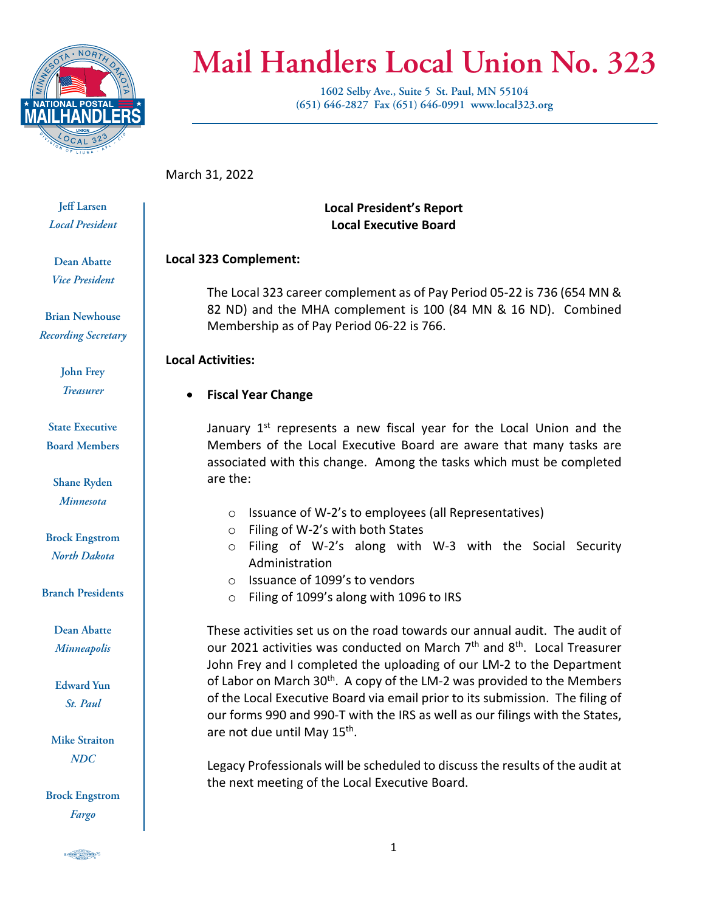# Mail Handlers Local Union No. 323

1602 Selby Ave., Suite 5 St. Paul, MN 55104
(651) 646-2827 Fax (651) 646-0991 www.local323.org

**Jeff Larsen**
*Local President*

**Dean Abatte**
*Vice President*

**Brian Newhouse**
*Recording Secretary*

**John Frey**
*Treasurer*

**State Executive Board Members**

**Shane Ryden**
*Minnesota*

**Brock Engstrom**
*North Dakota*

**Branch Presidents**

**Dean Abatte**
*Minneapolis*

**Edward Yun**
*St. Paul*

**Mike Straiton**
*NDC*

**Brock Engstrom**
*Fargo*

March 31, 2022

**Local President's Report**
**Local Executive Board**

**Local 323 Complement:**

The Local 323 career complement as of Pay Period 05-22 is 736 (654 MN & 82 ND) and the MHA complement is 100 (84 MN & 16 ND). Combined Membership as of Pay Period 06-22 is 766.

**Local Activities:**

- **Fiscal Year Change**

  January 1st represents a new fiscal year for the Local Union and the Members of the Local Executive Board are aware that many tasks are associated with this change. Among the tasks which must be completed are the:

  - Issuance of W-2's to employees (all Representatives)
  - Filing of W-2's with both States
  - Filing of W-2's along with W-3 with the Social Security Administration
  - Issuance of 1099's to vendors
  - Filing of 1099's along with 1096 to IRS

  These activities set us on the road towards our annual audit. The audit of our 2021 activities was conducted on March 7th and 8th. Local Treasurer John Frey and I completed the uploading of our LM-2 to the Department of Labor on March 30th. A copy of the LM-2 was provided to the Members of the Local Executive Board via email prior to its submission. The filing of our forms 990 and 990-T with the IRS as well as our filings with the States, are not due until May 15th.

  Legacy Professionals will be scheduled to discuss the results of the audit at the next meeting of the Local Executive Board.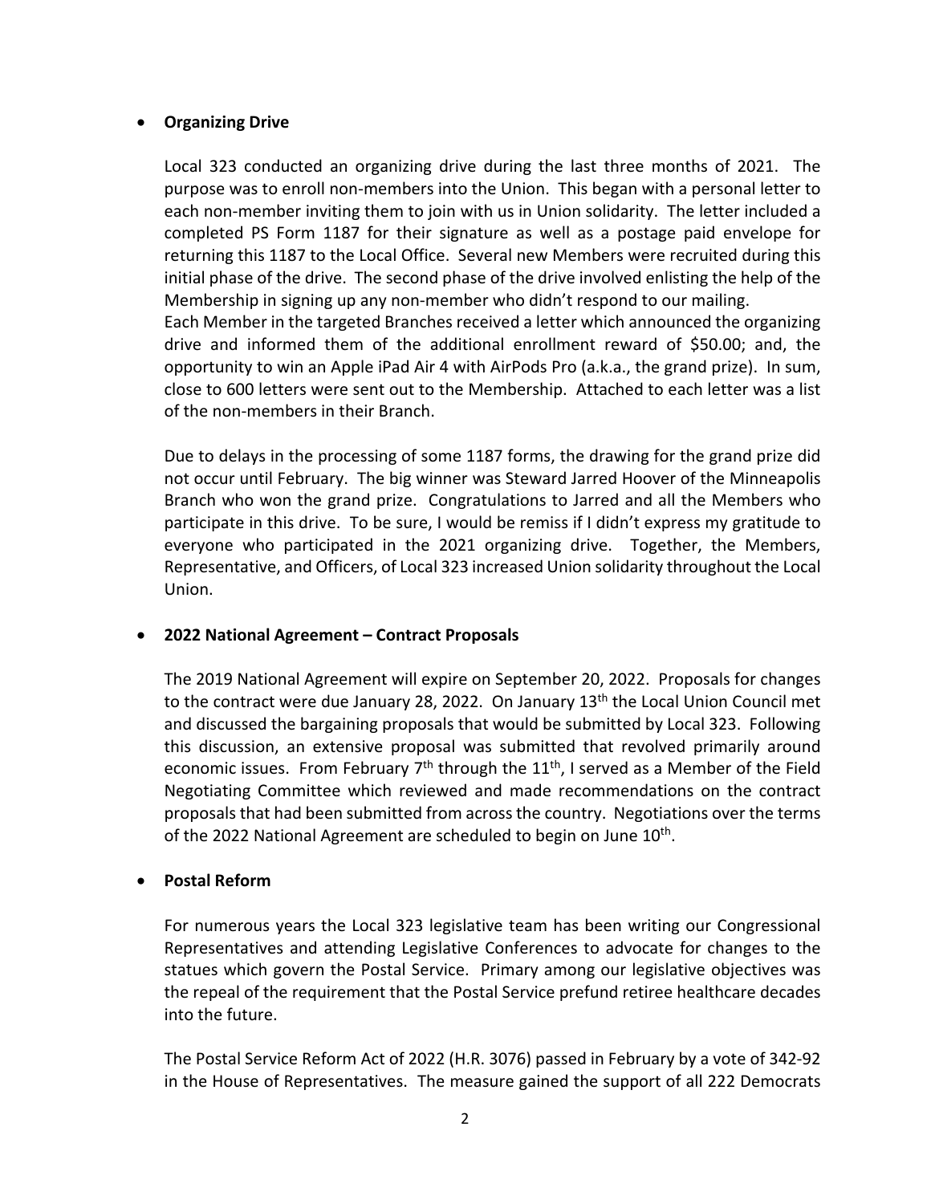- **Organizing Drive**

  Local 323 conducted an organizing drive during the last three months of 2021. The purpose was to enroll non-members into the Union. This began with a personal letter to each non-member inviting them to join with us in Union solidarity. The letter included a completed PS Form 1187 for their signature as well as a postage paid envelope for returning this 1187 to the Local Office. Several new Members were recruited during this initial phase of the drive. The second phase of the drive involved enlisting the help of the Membership in signing up any non-member who didn't respond to our mailing.
  Each Member in the targeted Branches received a letter which announced the organizing drive and informed them of the additional enrollment reward of $50.00; and, the opportunity to win an Apple iPad Air 4 with AirPods Pro (a.k.a., the grand prize). In sum, close to 600 letters were sent out to the Membership. Attached to each letter was a list of the non-members in their Branch.

  Due to delays in the processing of some 1187 forms, the drawing for the grand prize did not occur until February. The big winner was Steward Jarred Hoover of the Minneapolis Branch who won the grand prize. Congratulations to Jarred and all the Members who participate in this drive. To be sure, I would be remiss if I didn't express my gratitude to everyone who participated in the 2021 organizing drive. Together, the Members, Representative, and Officers, of Local 323 increased Union solidarity throughout the Local Union.

- **2022 National Agreement – Contract Proposals**

  The 2019 National Agreement will expire on September 20, 2022. Proposals for changes to the contract were due January 28, 2022. On January 13th the Local Union Council met and discussed the bargaining proposals that would be submitted by Local 323. Following this discussion, an extensive proposal was submitted that revolved primarily around economic issues. From February 7th through the 11th, I served as a Member of the Field Negotiating Committee which reviewed and made recommendations on the contract proposals that had been submitted from across the country. Negotiations over the terms of the 2022 National Agreement are scheduled to begin on June 10th.

- **Postal Reform**

  For numerous years the Local 323 legislative team has been writing our Congressional Representatives and attending Legislative Conferences to advocate for changes to the statues which govern the Postal Service. Primary among our legislative objectives was the repeal of the requirement that the Postal Service prefund retiree healthcare decades into the future.

  The Postal Service Reform Act of 2022 (H.R. 3076) passed in February by a vote of 342-92 in the House of Representatives. The measure gained the support of all 222 Democrats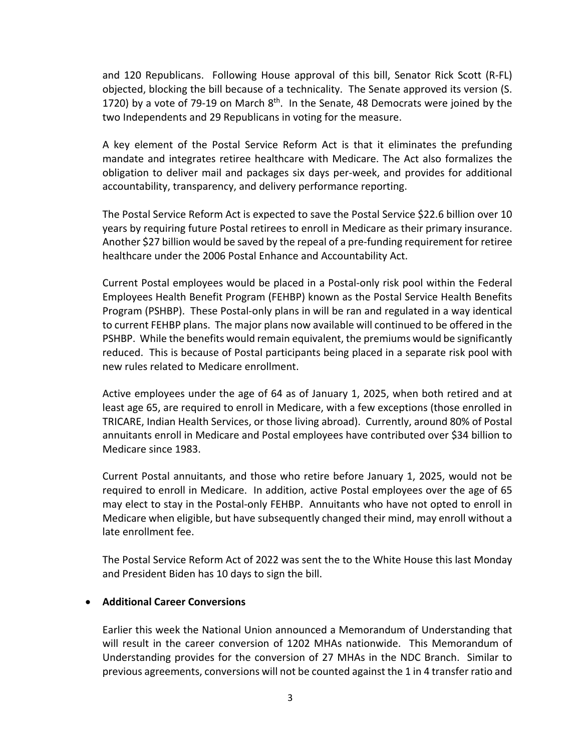and 120 Republicans. Following House approval of this bill, Senator Rick Scott (R-FL) objected, blocking the bill because of a technicality. The Senate approved its version (S. 1720) by a vote of 79-19 on March 8th. In the Senate, 48 Democrats were joined by the two Independents and 29 Republicans in voting for the measure.

A key element of the Postal Service Reform Act is that it eliminates the prefunding mandate and integrates retiree healthcare with Medicare. The Act also formalizes the obligation to deliver mail and packages six days per-week, and provides for additional accountability, transparency, and delivery performance reporting.

The Postal Service Reform Act is expected to save the Postal Service $22.6 billion over 10 years by requiring future Postal retirees to enroll in Medicare as their primary insurance. Another $27 billion would be saved by the repeal of a pre-funding requirement for retiree healthcare under the 2006 Postal Enhance and Accountability Act.

Current Postal employees would be placed in a Postal-only risk pool within the Federal Employees Health Benefit Program (FEHBP) known as the Postal Service Health Benefits Program (PSHBP). These Postal-only plans in will be ran and regulated in a way identical to current FEHBP plans. The major plans now available will continued to be offered in the PSHBP. While the benefits would remain equivalent, the premiums would be significantly reduced. This is because of Postal participants being placed in a separate risk pool with new rules related to Medicare enrollment.

Active employees under the age of 64 as of January 1, 2025, when both retired and at least age 65, are required to enroll in Medicare, with a few exceptions (those enrolled in TRICARE, Indian Health Services, or those living abroad). Currently, around 80% of Postal annuitants enroll in Medicare and Postal employees have contributed over $34 billion to Medicare since 1983.

Current Postal annuitants, and those who retire before January 1, 2025, would not be required to enroll in Medicare. In addition, active Postal employees over the age of 65 may elect to stay in the Postal-only FEHBP. Annuitants who have not opted to enroll in Medicare when eligible, but have subsequently changed their mind, may enroll without a late enrollment fee.

The Postal Service Reform Act of 2022 was sent the to the White House this last Monday and President Biden has 10 days to sign the bill.

- **Additional Career Conversions**

  Earlier this week the National Union announced a Memorandum of Understanding that will result in the career conversion of 1202 MHAs nationwide. This Memorandum of Understanding provides for the conversion of 27 MHAs in the NDC Branch. Similar to previous agreements, conversions will not be counted against the 1 in 4 transfer ratio and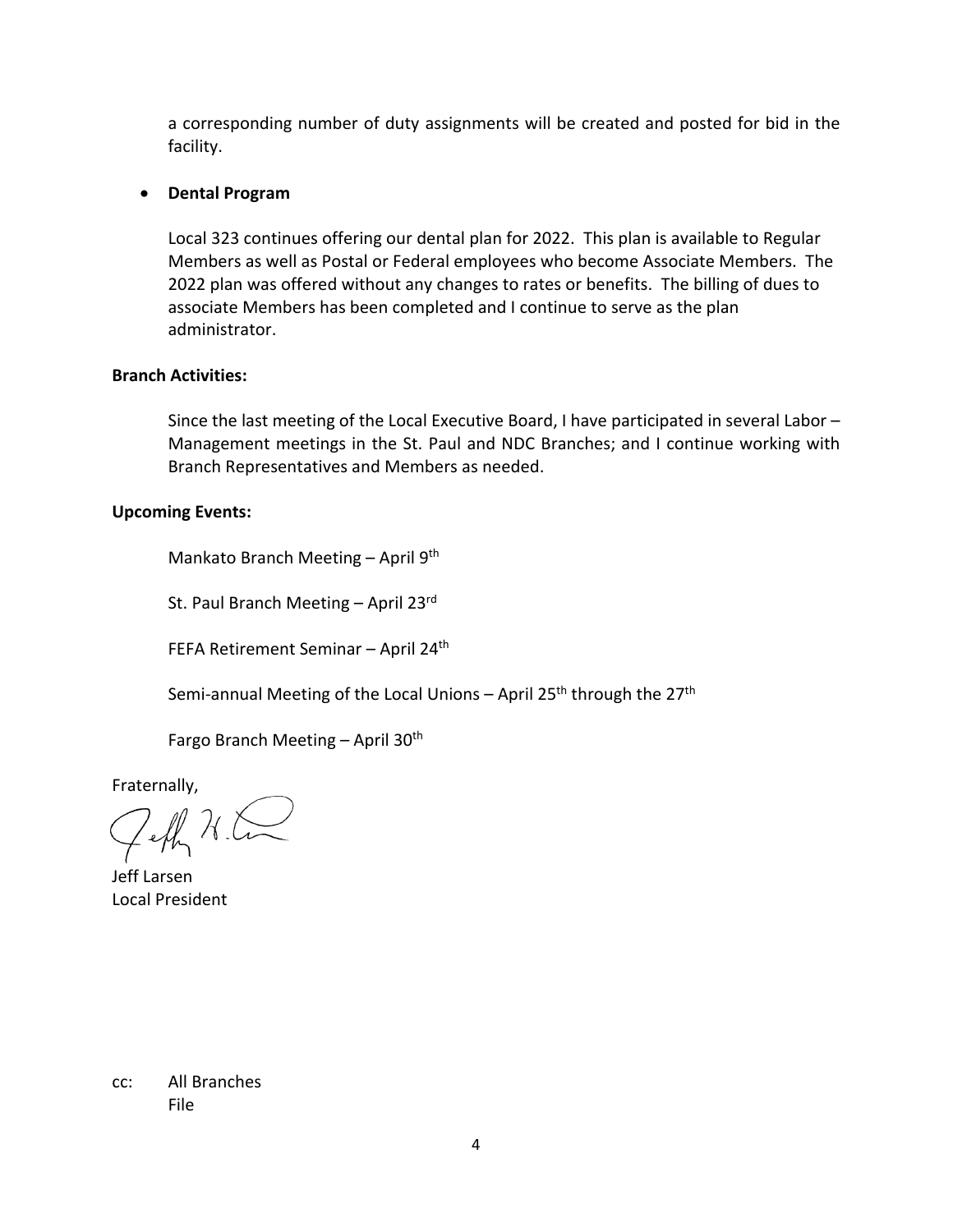a corresponding number of duty assignments will be created and posted for bid in the facility.

- **Dental Program**

  Local 323 continues offering our dental plan for 2022. This plan is available to Regular Members as well as Postal or Federal employees who become Associate Members. The 2022 plan was offered without any changes to rates or benefits. The billing of dues to associate Members has been completed and I continue to serve as the plan administrator.

**Branch Activities:**

Since the last meeting of the Local Executive Board, I have participated in several Labor – Management meetings in the St. Paul and NDC Branches; and I continue working with Branch Representatives and Members as needed.

**Upcoming Events:**

Mankato Branch Meeting – April 9th

St. Paul Branch Meeting – April 23rd

FEFA Retirement Seminar – April 24th

Semi-annual Meeting of the Local Unions – April 25th through the 27th

Fargo Branch Meeting – April 30th

Fraternally,

Jeff Larsen
Local President

cc: All Branches
File